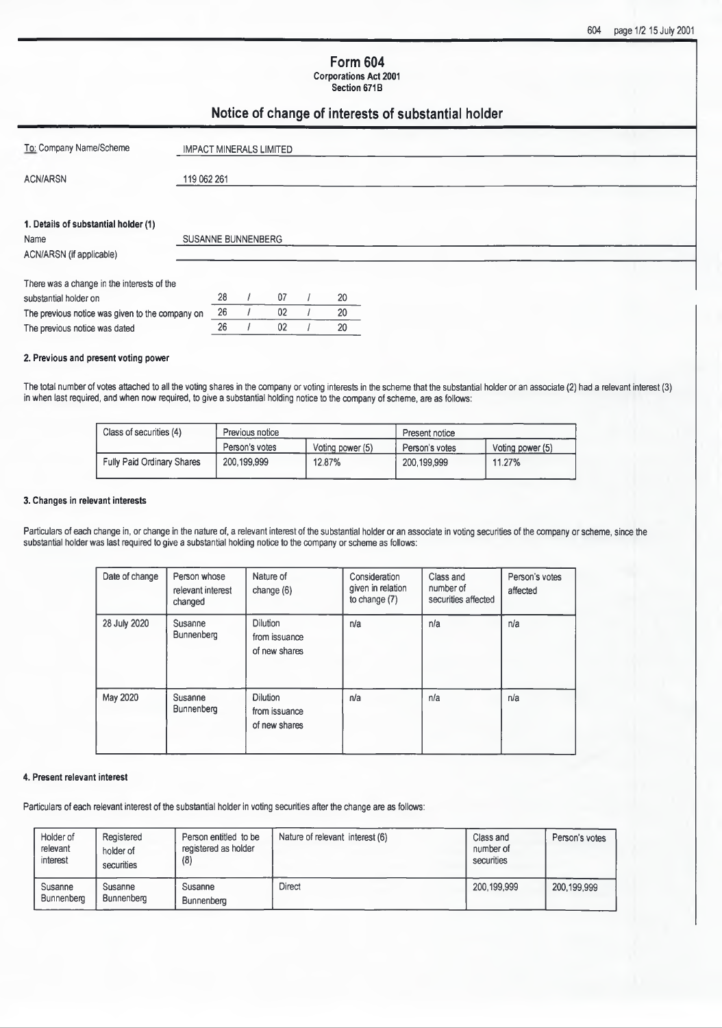# Form 604

**Corporations Act 2001**
**Section 671B**

## Notice of change of interests of substantial holder

| | |
|---|---|
| To: Company Name/Scheme | IMPACT MINERALS LIMITED |
| ACN/ARSN | 119 062 261 |

### 1. Details of substantial holder (1)

| | |
|---|---|
| Name | SUSANNE BUNNENBERG |
| ACN/ARSN (if applicable) | |

| | |
|---|---|
| There was a change in the interests of the substantial holder on | 28 / 07 / 20 |
| The previous notice was given to the company on | 26 / 02 / 20 |
| The previous notice was dated | 26 / 02 / 20 |

### 2. Previous and present voting power

The total number of votes attached to all the voting shares in the company or voting interests in the scheme that the substantial holder or an associate (2) had a relevant interest (3) in when last required, and when now required, to give a substantial holding notice to the company of scheme, are as follows:

| Class of securities (4) | Previous notice | | Present notice | |
|---|---|---|---|---|
| | Person's votes | Voting power (5) | Person's votes | Voting power (5) |
| Fully Paid Ordinary Shares | 200,199,999 | 12.87% | 200,199,999 | 11.27% |

### 3. Changes in relevant interests

Particulars of each change in, or change in the nature of, a relevant interest of the substantial holder or an associate in voting securities of the company or scheme, since the substantial holder was last required to give a substantial holding notice to the company or scheme as follows:

| Date of change | Person whose relevant interest changed | Nature of change (6) | Consideration given in relation to change (7) | Class and number of securities affected | Person's votes affected |
|---|---|---|---|---|---|
| 28 July 2020 | Susanne Bunnenberg | Dilution from issuance of new shares | n/a | n/a | n/a |
| May 2020 | Susanne Bunnenberg | Dilution from issuance of new shares | n/a | n/a | n/a |

### 4. Present relevant interest

Particulars of each relevant interest of the substantial holder in voting securities after the change are as follows:

| Holder of relevant interest | Registered holder of securities | Person entitled to be registered as holder (8) | Nature of relevant interest (6) | Class and number of securities | Person's votes |
|---|---|---|---|---|---|
| Susanne Bunnenberg | Susanne Bunnenberg | Susanne Bunnenberg | Direct | 200,199,999 | 200,199,999 |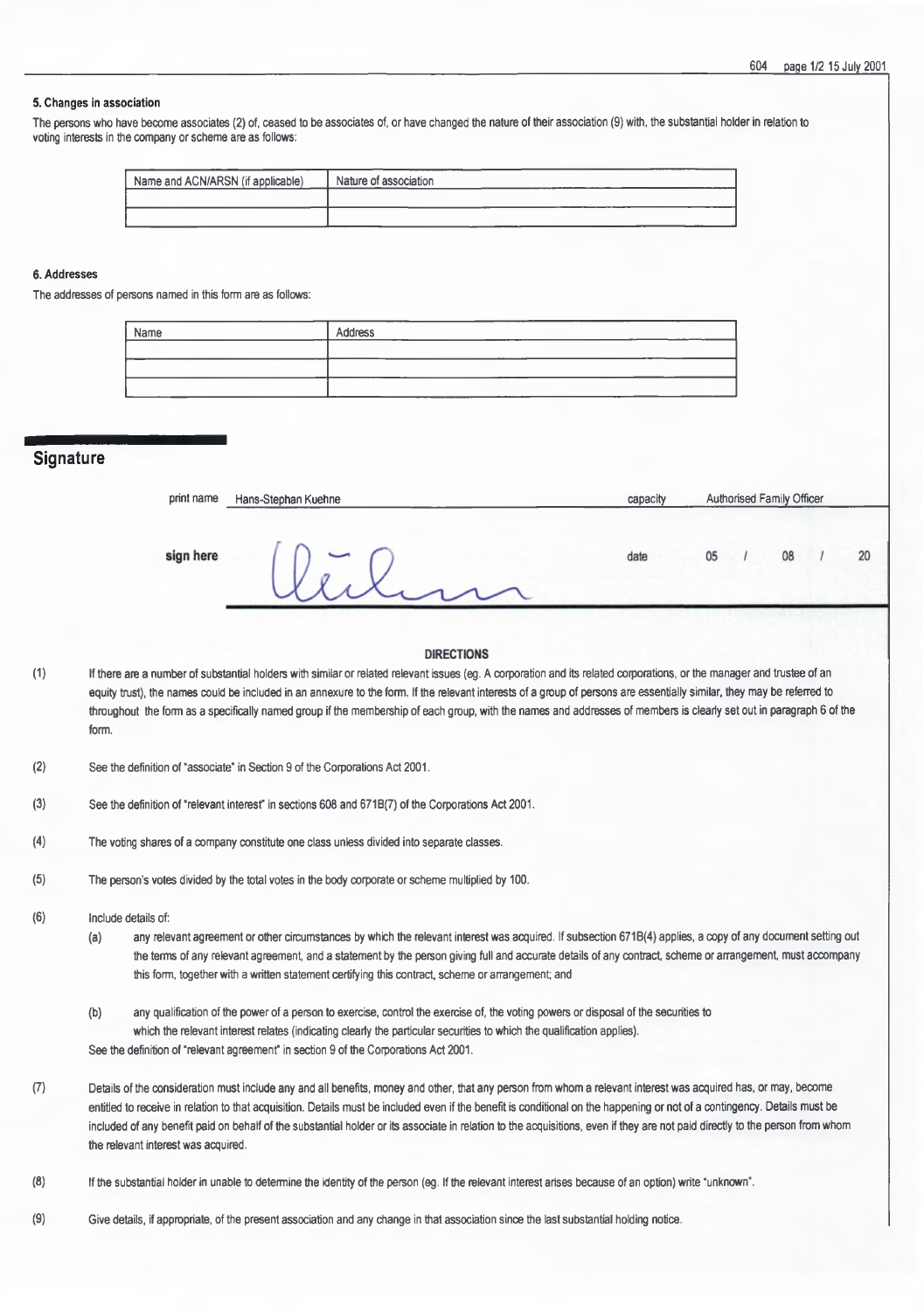### 5. Changes in association

The persons who have become associates (2) of, ceased to be associates of, or have changed the nature of their association (9) with, the substantial holder in relation to voting interests in the company or scheme are as follows:

| Name and ACN/ARSN (if applicable) | Nature of association |
|---|---|
| | |
| | |

### 6. Addresses

The addresses of persons named in this form are as follows:

| Name | Address |
|---|---|
| | |
| | |
| | |

## Signature

print name Hans-Stephan Kuehne capacity Authorised Family Officer

**sign here** date 05 / 08 / 20

### DIRECTIONS

(1) If there are a number of substantial holders with similar or related relevant issues (eg. A corporation and its related corporations, or the manager and trustee of an equity trust), the names could be included in an annexure to the form. If the relevant interests of a group of persons are essentially similar, they may be referred to throughout the form as a specifically named group if the membership of each group, with the names and addresses of members is clearly set out in paragraph 6 of the form.

(2) See the definition of "associate" in Section 9 of the Corporations Act 2001.

(3) See the definition of "relevant interest" in sections 608 and 671B(7) of the Corporations Act 2001.

(4) The voting shares of a company constitute one class unless divided into separate classes.

(5) The person's votes divided by the total votes in the body corporate or scheme multiplied by 100.

(6) Include details of:

(a) any relevant agreement or other circumstances by which the relevant interest was acquired. If subsection 671B(4) applies, a copy of any document setting out the terms of any relevant agreement, and a statement by the person giving full and accurate details of any contract, scheme or arrangement, must accompany this form, together with a written statement certifying this contract, scheme or arrangement; and

(b) any qualification of the power of a person to exercise, control the exercise of, the voting powers or disposal of the securities to which the relevant interest relates (indicating clearly the particular securities to which the qualification applies).

See the definition of "relevant agreement" in section 9 of the Corporations Act 2001.

(7) Details of the consideration must include any and all benefits, money and other, that any person from whom a relevant interest was acquired has, or may, become entitled to receive in relation to that acquisition. Details must be included even if the benefit is conditional on the happening or not of a contingency. Details must be included of any benefit paid on behalf of the substantial holder or its associate in relation to the acquisitions, even if they are not paid directly to the person from whom the relevant interest was acquired.

(8) If the substantial holder in unable to determine the identity of the person (eg. If the relevant interest arises because of an option) write "unknown".

(9) Give details, if appropriate, of the present association and any change in that association since the last substantial holding notice.